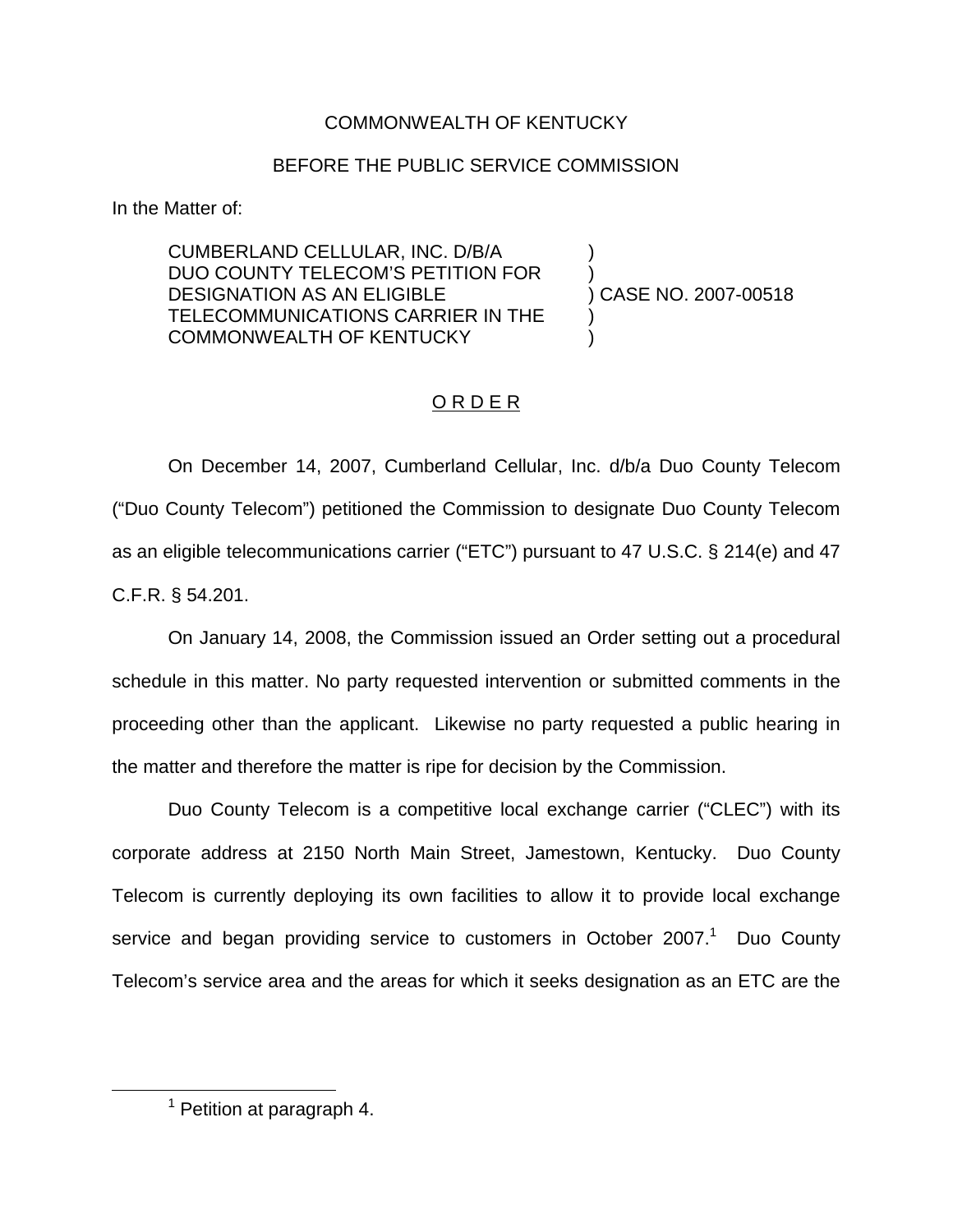COMMONWEALTH OF KENTUCKY

BEFORE THE PUBLIC SERVICE COMMISSION

In the Matter of:

| | |
|---|---|
| CUMBERLAND CELLULAR, INC. D/B/A DUO COUNTY TELECOM'S PETITION FOR DESIGNATION AS AN ELIGIBLE TELECOMMUNICATIONS CARRIER IN THE COMMONWEALTH OF KENTUCKY | ) CASE NO. 2007-00518 |

## O R D E R

On December 14, 2007, Cumberland Cellular, Inc. d/b/a Duo County Telecom ("Duo County Telecom") petitioned the Commission to designate Duo County Telecom as an eligible telecommunications carrier ("ETC") pursuant to 47 U.S.C. § 214(e) and 47 C.F.R. § 54.201.

On January 14, 2008, the Commission issued an Order setting out a procedural schedule in this matter. No party requested intervention or submitted comments in the proceeding other than the applicant. Likewise no party requested a public hearing in the matter and therefore the matter is ripe for decision by the Commission.

Duo County Telecom is a competitive local exchange carrier ("CLEC") with its corporate address at 2150 North Main Street, Jamestown, Kentucky. Duo County Telecom is currently deploying its own facilities to allow it to provide local exchange service and began providing service to customers in October 2007.[1] Duo County Telecom's service area and the areas for which it seeks designation as an ETC are the

[1] Petition at paragraph 4.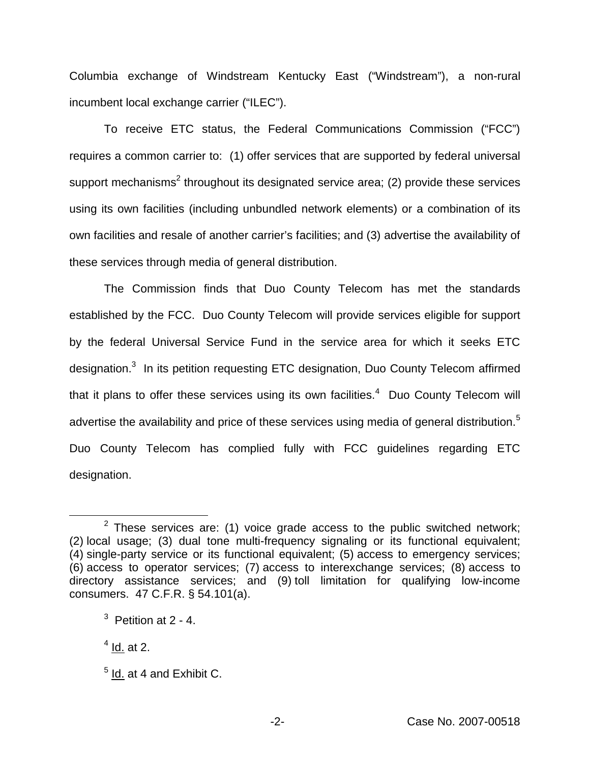Columbia exchange of Windstream Kentucky East ("Windstream"), a non-rural incumbent local exchange carrier ("ILEC").

To receive ETC status, the Federal Communications Commission ("FCC") requires a common carrier to: (1) offer services that are supported by federal universal support mechanisms[2] throughout its designated service area; (2) provide these services using its own facilities (including unbundled network elements) or a combination of its own facilities and resale of another carrier's facilities; and (3) advertise the availability of these services through media of general distribution.

The Commission finds that Duo County Telecom has met the standards established by the FCC. Duo County Telecom will provide services eligible for support by the federal Universal Service Fund in the service area for which it seeks ETC designation.[3] In its petition requesting ETC designation, Duo County Telecom affirmed that it plans to offer these services using its own facilities.[4] Duo County Telecom will advertise the availability and price of these services using media of general distribution.[5] Duo County Telecom has complied fully with FCC guidelines regarding ETC designation.

---

[2] These services are: (1) voice grade access to the public switched network; (2) local usage; (3) dual tone multi-frequency signaling or its functional equivalent; (4) single-party service or its functional equivalent; (5) access to emergency services; (6) access to operator services; (7) access to interexchange services; (8) access to directory assistance services; and (9) toll limitation for qualifying low-income consumers. 47 C.F.R. § 54.101(a).

[3] Petition at 2 - 4.

[4] Id. at 2.

[5] Id. at 4 and Exhibit C.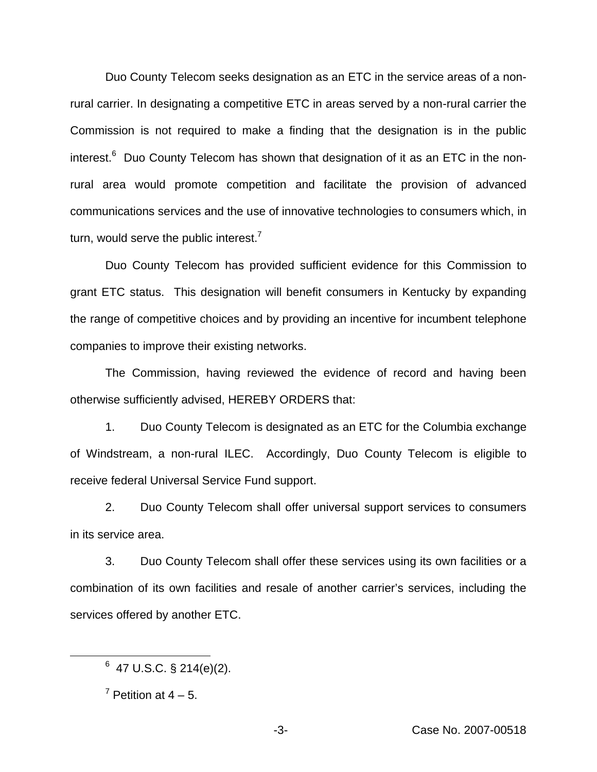Duo County Telecom seeks designation as an ETC in the service areas of a non-rural carrier. In designating a competitive ETC in areas served by a non-rural carrier the Commission is not required to make a finding that the designation is in the public interest.[6] Duo County Telecom has shown that designation of it as an ETC in the non-rural area would promote competition and facilitate the provision of advanced communications services and the use of innovative technologies to consumers which, in turn, would serve the public interest.[7]

Duo County Telecom has provided sufficient evidence for this Commission to grant ETC status. This designation will benefit consumers in Kentucky by expanding the range of competitive choices and by providing an incentive for incumbent telephone companies to improve their existing networks.

The Commission, having reviewed the evidence of record and having been otherwise sufficiently advised, HEREBY ORDERS that:

1. Duo County Telecom is designated as an ETC for the Columbia exchange of Windstream, a non-rural ILEC. Accordingly, Duo County Telecom is eligible to receive federal Universal Service Fund support.

2. Duo County Telecom shall offer universal support services to consumers in its service area.

3. Duo County Telecom shall offer these services using its own facilities or a combination of its own facilities and resale of another carrier's services, including the services offered by another ETC.

---

[6] 47 U.S.C. § 214(e)(2).

[7] Petition at 4 – 5.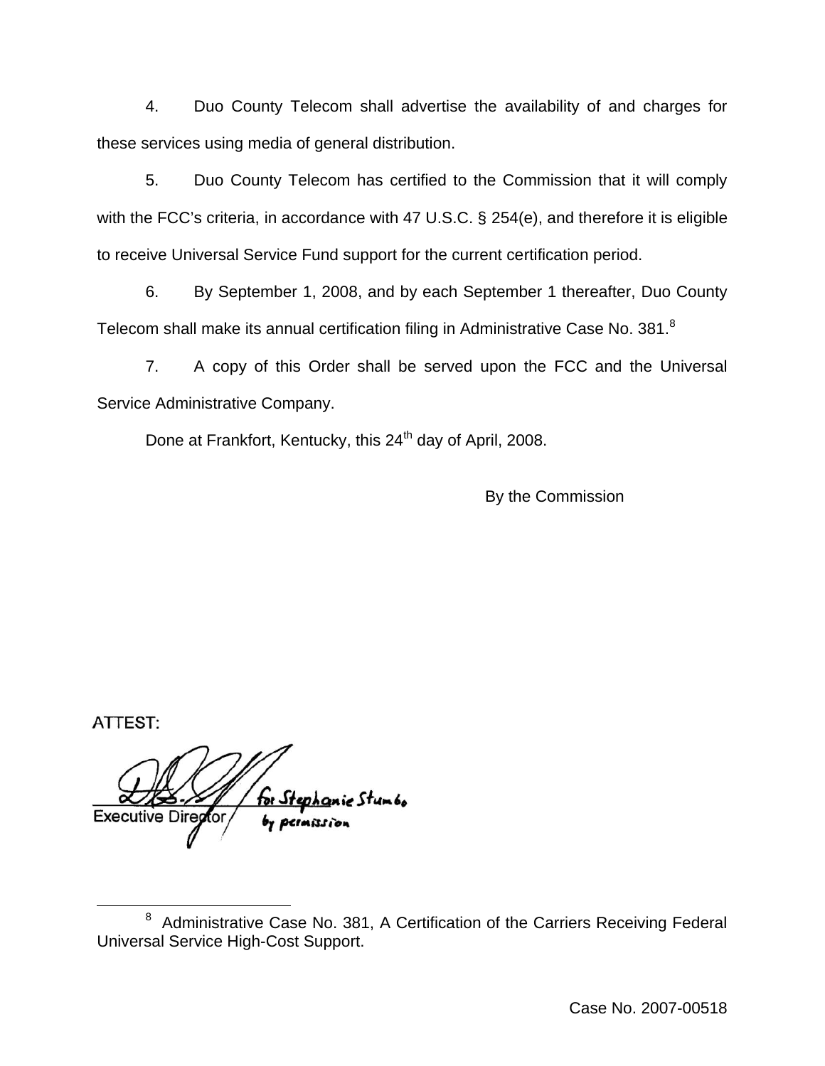4. Duo County Telecom shall advertise the availability of and charges for these services using media of general distribution.

5. Duo County Telecom has certified to the Commission that it will comply with the FCC's criteria, in accordance with 47 U.S.C. § 254(e), and therefore it is eligible to receive Universal Service Fund support for the current certification period.

6. By September 1, 2008, and by each September 1 thereafter, Duo County Telecom shall make its annual certification filing in Administrative Case No. 381.[8]

7. A copy of this Order shall be served upon the FCC and the Universal Service Administrative Company.

Done at Frankfort, Kentucky, this 24th day of April, 2008.

By the Commission

ATTEST:

for Stephanie Stumbo by permission

Executive Director

[8] Administrative Case No. 381, A Certification of the Carriers Receiving Federal Universal Service High-Cost Support.

Case No. 2007-00518